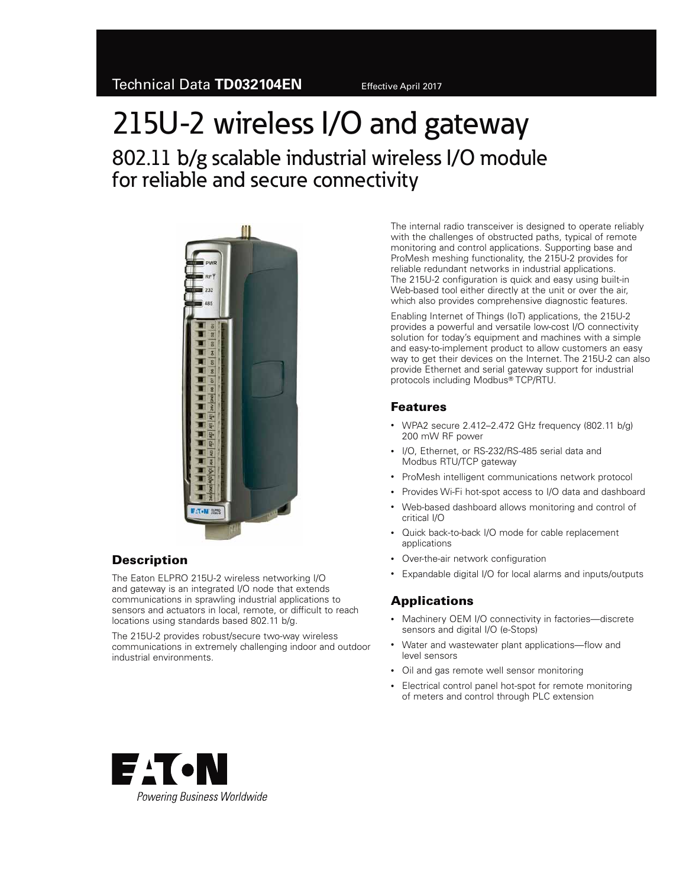Technical Data **TD032104EN** Effective April 2017

# 215U-2 wireless I/O and gateway

## 802.11 b/g scalable industrial wireless I/O module for reliable and secure connectivity

### Description

The Eaton ELPRO 215U-2 wireless networking I/O and gateway is an integrated I/O node that extends communications in sprawling industrial applications to sensors and actuators in local, remote, or difficult to reach locations using standards based 802.11 b/g.

The 215U-2 provides robust/secure two-way wireless communications in extremely challenging indoor and outdoor industrial environments.

The internal radio transceiver is designed to operate reliably with the challenges of obstructed paths, typical of remote monitoring and control applications. Supporting base and ProMesh meshing functionality, the 215U-2 provides for reliable redundant networks in industrial applications. The 215U-2 configuration is quick and easy using built-in Web-based tool either directly at the unit or over the air, which also provides comprehensive diagnostic features.

Enabling Internet of Things (IoT) applications, the 215U-2 provides a powerful and versatile low-cost I/O connectivity solution for today's equipment and machines with a simple and easy-to-implement product to allow customers an easy way to get their devices on the Internet. The 215U-2 can also provide Ethernet and serial gateway support for industrial protocols including Modbus® TCP/RTU.

### Features

- WPA2 secure 2.412–2.472 GHz frequency (802.11 b/g) 200 mW RF power
- I/O, Ethernet, or RS-232/RS-485 serial data and Modbus RTU/TCP gateway
- ProMesh intelligent communications network protocol
- Provides Wi-Fi hot-spot access to I/O data and dashboard
- Web-based dashboard allows monitoring and control of critical I/O
- Quick back-to-back I/O mode for cable replacement applications
- Over-the-air network configuration
- Expandable digital I/O for local alarms and inputs/outputs

### Applications

- Machinery OEM I/O connectivity in factories—discrete sensors and digital I/O (e-Stops)
- Water and wastewater plant applications—flow and level sensors
- Oil and gas remote well sensor monitoring
- Electrical control panel hot-spot for remote monitoring of meters and control through PLC extension

EATON

*Powering Business Worldwide*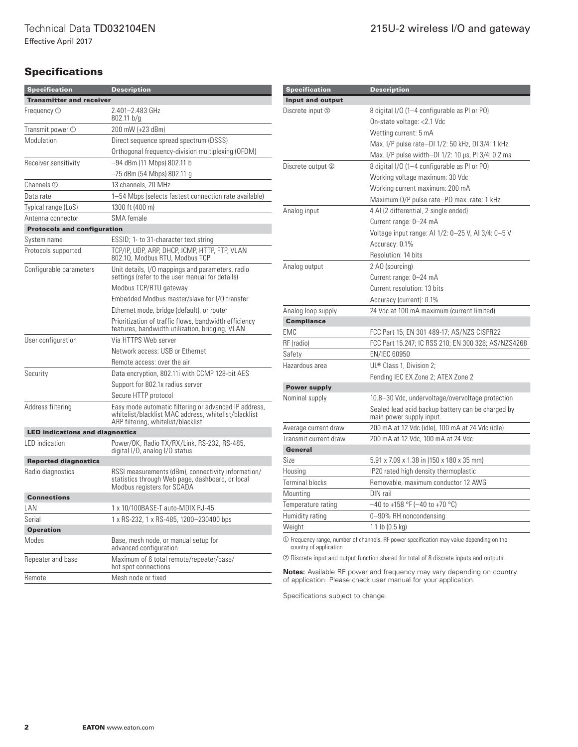## Specifications

| Specification | Description |
| --- | --- |
| **Transmitter and receiver** | |
| Frequency ① | 2.401–2.483 GHz 802.11 b/g |
| Transmit power ① | 200 mW (+23 dBm) |
| Modulation | Direct sequence spread spectrum (DSSS) |
| | Orthogonal frequency-division multiplexing (OFDM) |
| Receiver sensitivity | –94 dBm (11 Mbps) 802.11 b |
| | –75 dBm (54 Mbps) 802.11 g |
| Channels ① | 13 channels, 20 MHz |
| Data rate | 1–54 Mbps (selects fastest connection rate available) |
| Typical range (LoS) | 1300 ft (400 m) |
| Antenna connector | SMA female |
| **Protocols and configuration** | |
| System name | ESSID; 1- to 31-character text string |
| Protocols supported | TCP/IP, UDP, ARP, DHCP, ICMP, HTTP, FTP, VLAN 802.1Q, Modbus RTU, Modbus TCP |
| Configurable parameters | Unit details, I/O mappings and parameters, radio settings (refer to the user manual for details) |
| | Modbus TCP/RTU gateway |
| | Embedded Modbus master/slave for I/O transfer |
| | Ethernet mode, bridge (default), or router |
| | Prioritization of traffic flows, bandwidth efficiency features, bandwidth utilization, bridging, VLAN |
| User configuration | Via HTTPS Web server |
| | Network access: USB or Ethernet |
| | Remote access: over the air |
| Security | Data encryption, 802.11i with CCMP 128-bit AES |
| | Support for 802.1x radius server |
| | Secure HTTP protocol |
| Address filtering | Easy mode automatic filtering or advanced IP address, whitelist/blacklist MAC address, whitelist/blacklist ARP filtering, whitelist/blacklist |
| **LED indications and diagnostics** | |
| LED indication | Power/OK, Radio TX/RX/Link, RS-232, RS-485, digital I/O, analog I/O status |
| **Reported diagnostics** | |
| Radio diagnostics | RSSI measurements (dBm), connectivity information/ statistics through Web page, dashboard, or local Modbus registers for SCADA |
| **Connections** | |
| LAN | 1 x 10/100BASE-T auto-MDIX RJ-45 |
| Serial | 1 x RS-232, 1 x RS-485, 1200–230400 bps |
| **Operation** | |
| Modes | Base, mesh node, or manual setup for advanced configuration |
| Repeater and base | Maximum of 6 total remote/repeater/base/ hot spot connections |
| Remote | Mesh node or fixed |

| Specification | Description |
| --- | --- |
| **Input and output** | |
| Discrete input ② | 8 digital I/O (1–4 configurable as PI or PO) |
| | On-state voltage: <2.1 Vdc |
| | Wetting current: 5 mA |
| | Max. I/P pulse rate–DI 1/2: 50 kHz, DI 3/4: 1 kHz |
| | Max. I/P pulse width–DI 1/2: 10 µs, PI 3/4: 0.2 ms |
| Discrete output ② | 8 digital I/O (1–4 configurable as PI or PO) |
| | Working voltage maximum: 30 Vdc |
| | Working current maximum: 200 mA |
| | Maximum O/P pulse rate–PO max. rate: 1 kHz |
| Analog input | 4 AI (2 differential, 2 single ended) |
| | Current range: 0–24 mA |
| | Voltage input range: AI 1/2: 0–25 V, AI 3/4: 0–5 V |
| | Accuracy: 0.1% |
| | Resolution: 14 bits |
| Analog output | 2 AO (sourcing) |
| | Current range: 0–24 mA |
| | Current resolution: 13 bits |
| | Accuracy (current): 0.1% |
| Analog loop supply | 24 Vdc at 100 mA maximum (current limited) |
| **Compliance** | |
| EMC | FCC Part 15; EN 301 489-17; AS/NZS CISPR22 |
| RF (radio) | FCC Part 15.247; IC RSS 210; EN 300 328; AS/NZS4268 |
| Safety | EN/IEC 60950 |
| Hazardous area | UL® Class 1, Division 2; |
| | Pending IEC EX Zone 2; ATEX Zone 2 |
| **Power supply** | |
| Nominal supply | 10.8–30 Vdc, undervoltage/overvoltage protection |
| | Sealed lead acid backup battery can be charged by main power supply input. |
| Average current draw | 200 mA at 12 Vdc (idle), 100 mA at 24 Vdc (idle) |
| Transmit current draw | 200 mA at 12 Vdc, 100 mA at 24 Vdc |
| **General** | |
| Size | 5.91 x 7.09 x 1.38 in (150 x 180 x 35 mm) |
| Housing | IP20 rated high density thermoplastic |
| Terminal blocks | Removable, maximum conductor 12 AWG |
| Mounting | DIN rail |
| Temperature rating | –40 to +158 °F (–40 to +70 °C) |
| Humidity rating | 0–90% RH noncondensing |
| Weight | 1.1 lb (0.5 kg) |

① Frequency range, number of channels, RF power specification may value depending on the country of application.

② Discrete input and output function shared for total of 8 discrete inputs and outputs.

**Notes:** Available RF power and frequency may vary depending on country of application. Please check user manual for your application.

Specifications subject to change.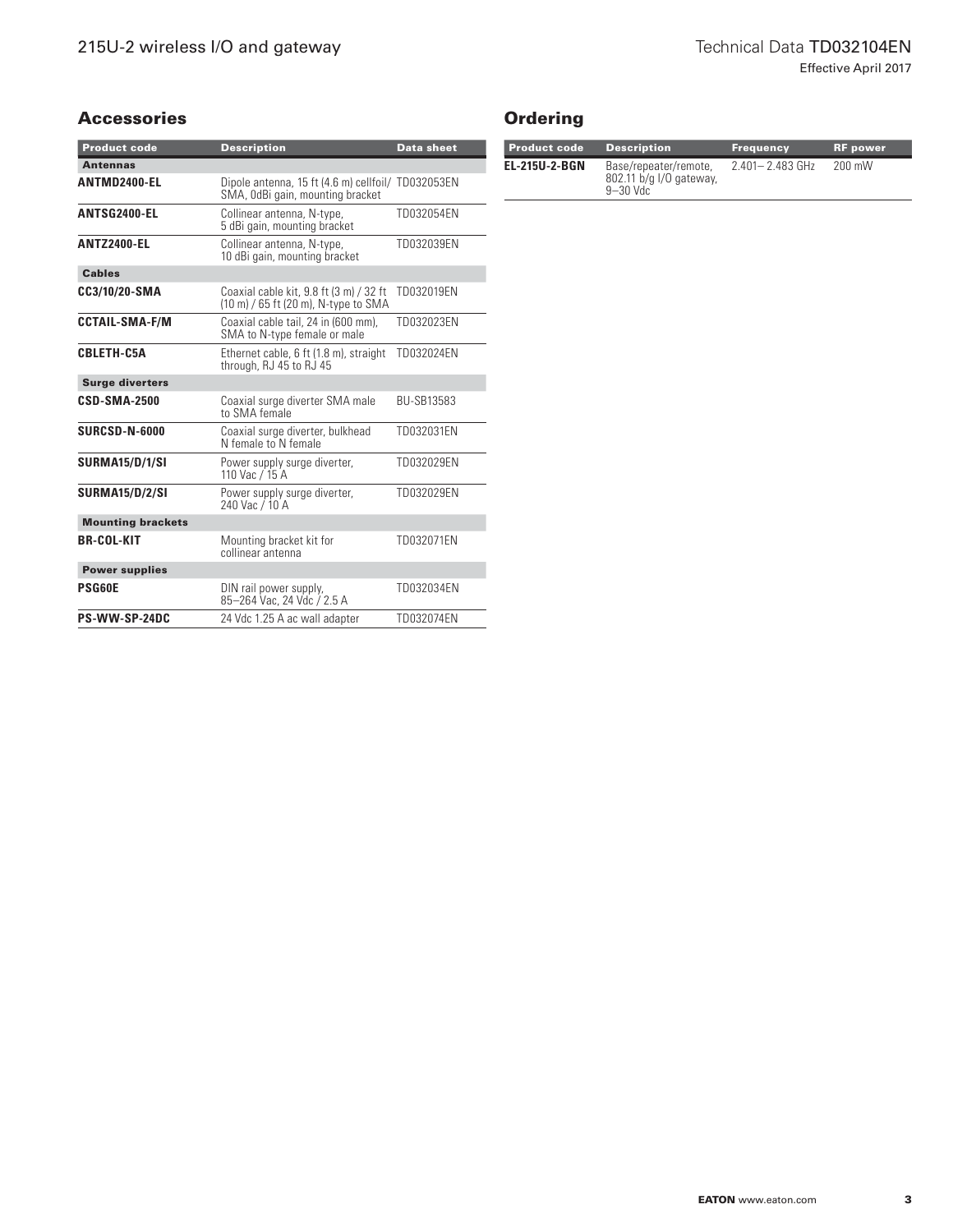## Accessories

| Product code | Description | Data sheet |
|---|---|---|
| **Antennas** | | |
| **ANTMD2400-EL** | Dipole antenna, 15 ft (4.6 m) cellfoil/ SMA, 0dBi gain, mounting bracket | TD032053EN |
| **ANTSG2400-EL** | Collinear antenna, N-type, 5 dBi gain, mounting bracket | TD032054EN |
| **ANTZ2400-EL** | Collinear antenna, N-type, 10 dBi gain, mounting bracket | TD032039EN |
| **Cables** | | |
| **CC3/10/20-SMA** | Coaxial cable kit, 9.8 ft (3 m) / 32 ft (10 m) / 65 ft (20 m), N-type to SMA | TD032019EN |
| **CCTAIL-SMA-F/M** | Coaxial cable tail, 24 in (600 mm), SMA to N-type female or male | TD032023EN |
| **CBLETH-C5A** | Ethernet cable, 6 ft (1.8 m), straight through, RJ 45 to RJ 45 | TD032024EN |
| **Surge diverters** | | |
| **CSD-SMA-2500** | Coaxial surge diverter SMA male to SMA female | BU-SB13583 |
| **SURCSD-N-6000** | Coaxial surge diverter, bulkhead N female to N female | TD032031EN |
| **SURMA15/D/1/SI** | Power supply surge diverter, 110 Vac / 15 A | TD032029EN |
| **SURMA15/D/2/SI** | Power supply surge diverter, 240 Vac / 10 A | TD032029EN |
| **Mounting brackets** | | |
| **BR-COL-KIT** | Mounting bracket kit for collinear antenna | TD032071EN |
| **Power supplies** | | |
| **PSG60E** | DIN rail power supply, 85–264 Vac, 24 Vdc / 2.5 A | TD032034EN |
| **PS-WW-SP-24DC** | 24 Vdc 1.25 A ac wall adapter | TD032074EN |

## Ordering

| Product code | Description | Frequency | RF power |
|---|---|---|---|
| **EL-215U-2-BGN** | Base/repeater/remote, 802.11 b/g I/O gateway, 9–30 Vdc | 2.401– 2.483 GHz | 200 mW |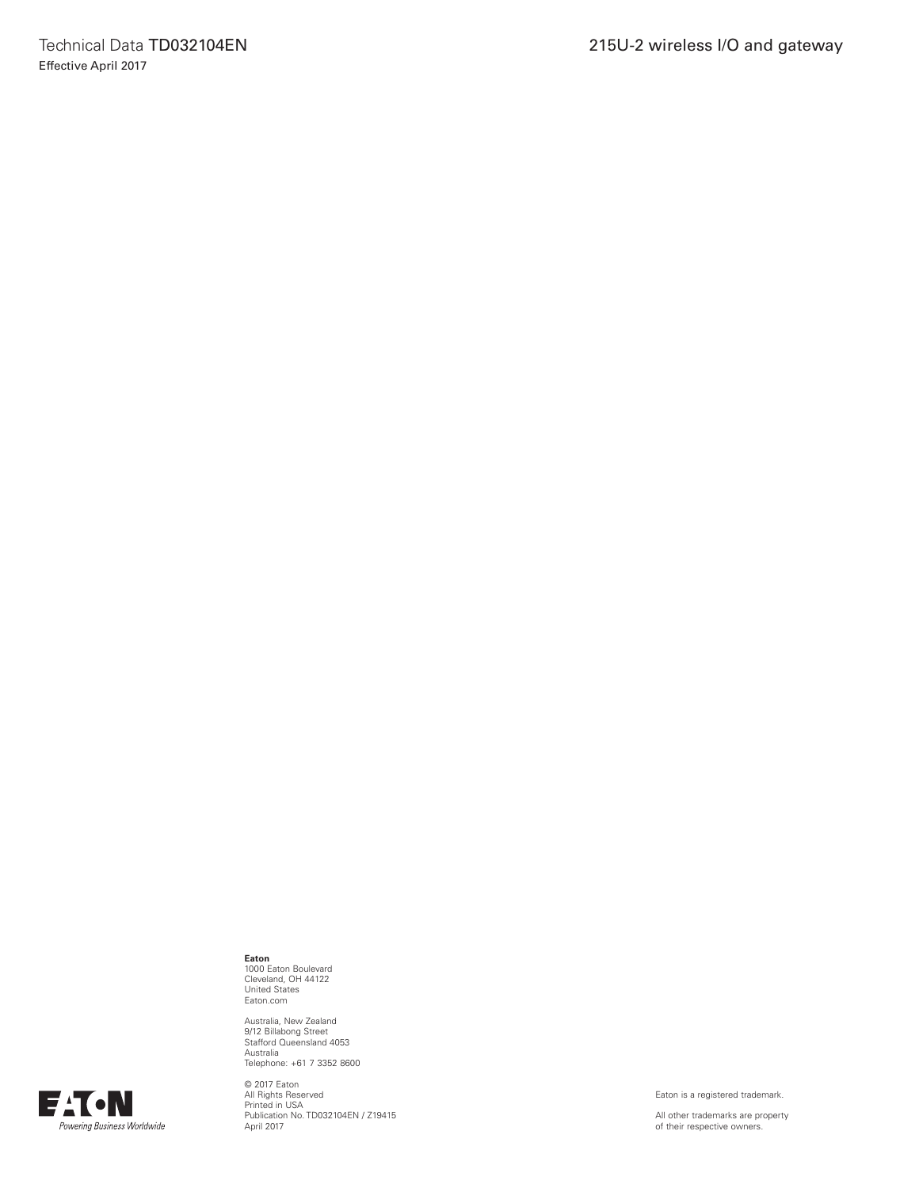**Eaton**
1000 Eaton Boulevard
Cleveland, OH 44122
United States
Eaton.com

Australia, New Zealand
9/12 Billabong Street
Stafford Queensland 4053
Australia
Telephone: +61 7 3352 8600

© 2017 Eaton
All Rights Reserved
Printed in USA
Publication No. TD032104EN / Z19415
April 2017

Eaton is a registered trademark.

All other trademarks are property of their respective owners.

Powering Business Worldwide